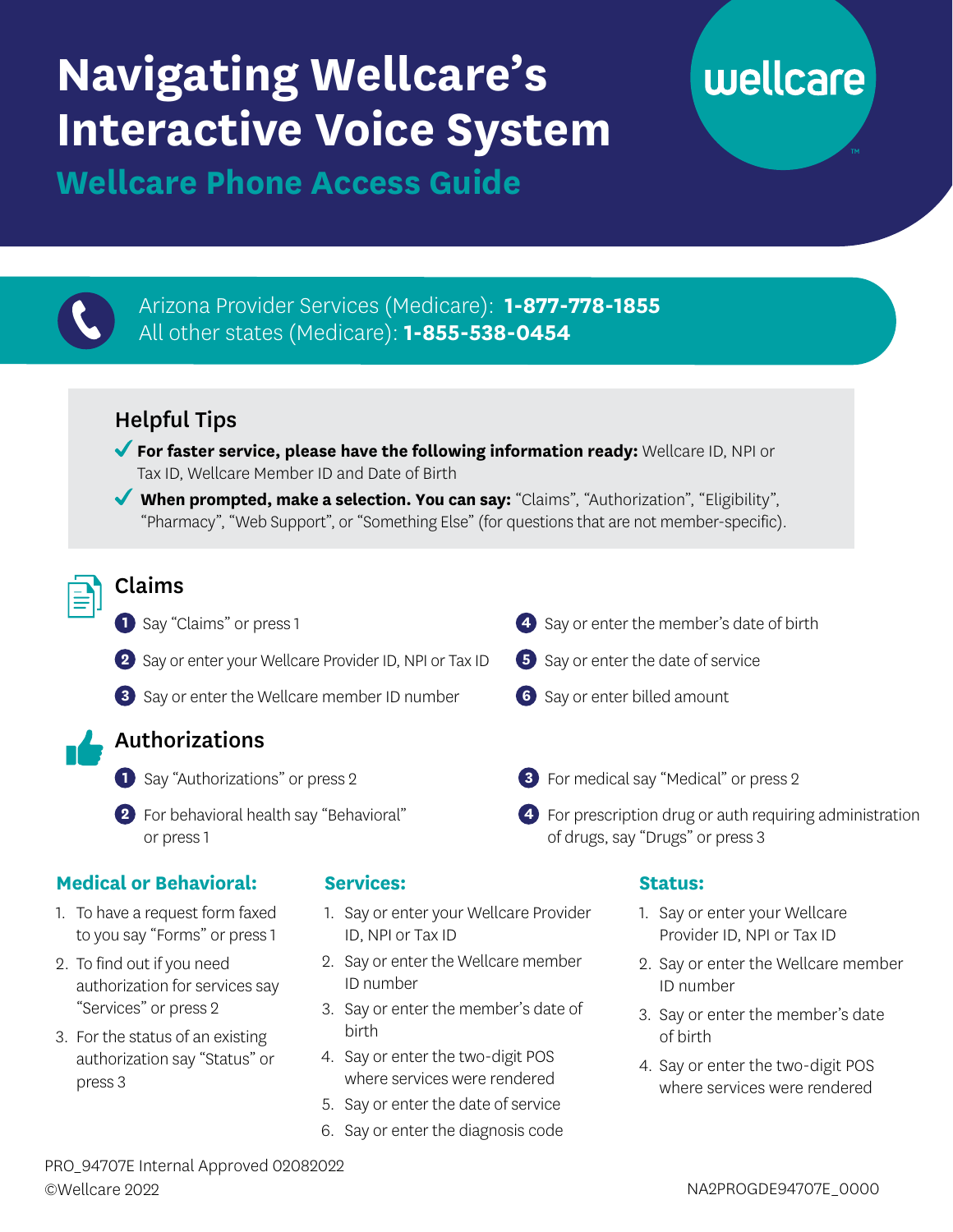# Navigating Wellcare's Interactive Voice System

## Wellcare Phone Access Guide

wellcare

Arizona Provider Services (Medicare): **1-877-778-1855**
All other states (Medicare): **1-855-538-0454**

### Helpful Tips

- ✔ **For faster service, please have the following information ready:** Wellcare ID, NPI or Tax ID, Wellcare Member ID and Date of Birth
- ✔ **When prompted, make a selection. You can say:** "Claims", "Authorization", "Eligibility", "Pharmacy", "Web Support", or "Something Else" (for questions that are not member-specific).

### Claims

1. Say "Claims" or press 1
2. Say or enter your Wellcare Provider ID, NPI or Tax ID
3. Say or enter the Wellcare member ID number
4. Say or enter the member's date of birth
5. Say or enter the date of service
6. Say or enter billed amount

### Authorizations

1. Say "Authorizations" or press 2
2. For behavioral health say "Behavioral" or press 1
3. For medical say "Medical" or press 2
4. For prescription drug or auth requiring administration of drugs, say "Drugs" or press 3

#### Medical or Behavioral:

1. To have a request form faxed to you say "Forms" or press 1
2. To find out if you need authorization for services say "Services" or press 2
3. For the status of an existing authorization say "Status" or press 3

#### Services:

1. Say or enter your Wellcare Provider ID, NPI or Tax ID
2. Say or enter the Wellcare member ID number
3. Say or enter the member's date of birth
4. Say or enter the two-digit POS where services were rendered
5. Say or enter the date of service
6. Say or enter the diagnosis code

#### Status:

1. Say or enter your Wellcare Provider ID, NPI or Tax ID
2. Say or enter the Wellcare member ID number
3. Say or enter the member's date of birth
4. Say or enter the two-digit POS where services were rendered

PRO_94707E Internal Approved 02082022
©Wellcare 2022

NA2PROGDE94707E_0000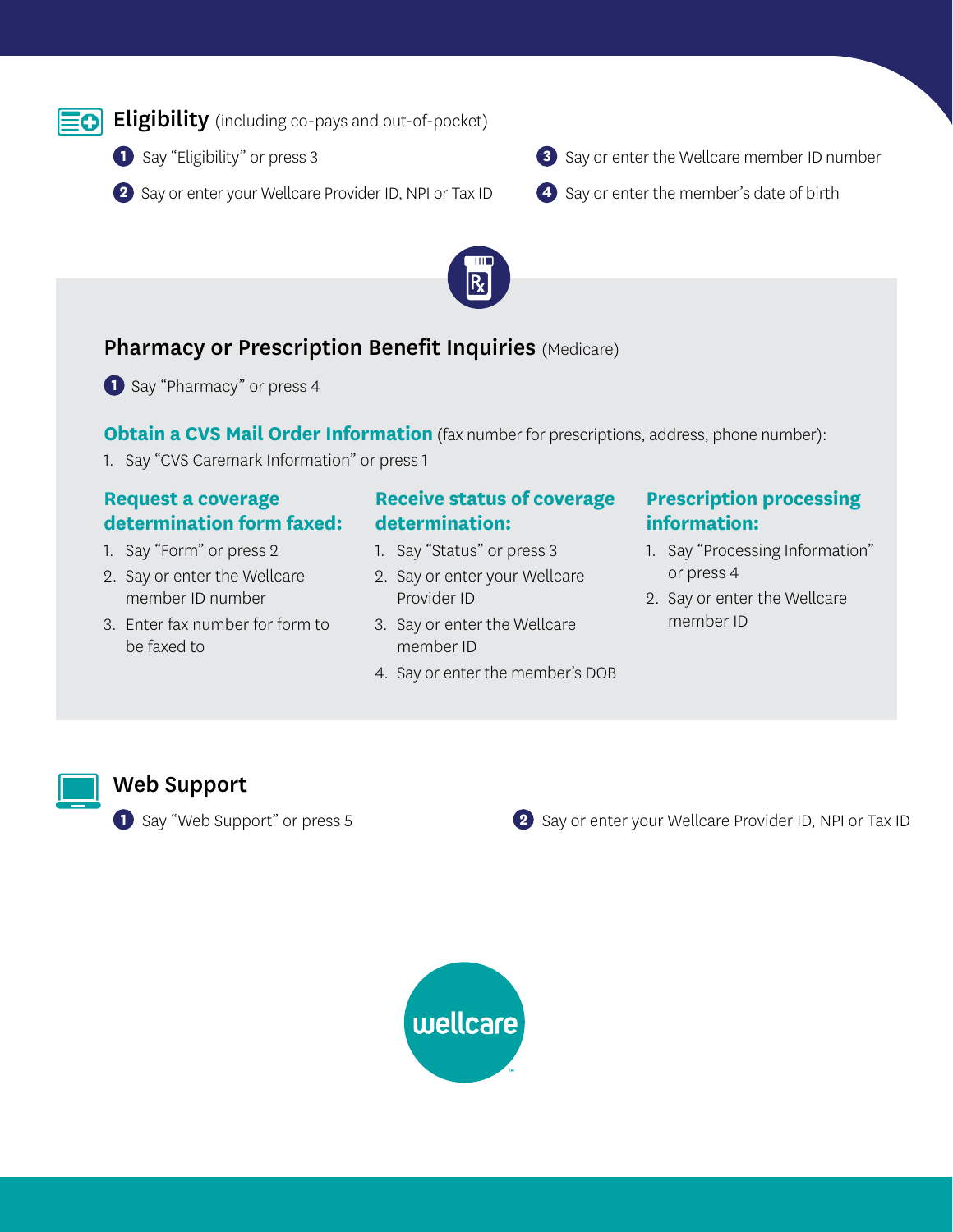## Eligibility (including co-pays and out-of-pocket)

1. Say "Eligibility" or press 3
2. Say or enter your Wellcare Provider ID, NPI or Tax ID
3. Say or enter the Wellcare member ID number
4. Say or enter the member's date of birth

## Pharmacy or Prescription Benefit Inquiries (Medicare)

1. Say "Pharmacy" or press 4

**Obtain a CVS Mail Order Information** (fax number for prescriptions, address, phone number):

1. Say "CVS Caremark Information" or press 1

**Request a coverage determination form faxed:**

1. Say "Form" or press 2
2. Say or enter the Wellcare member ID number
3. Enter fax number for form to be faxed to

**Receive status of coverage determination:**

1. Say "Status" or press 3
2. Say or enter your Wellcare Provider ID
3. Say or enter the Wellcare member ID
4. Say or enter the member's DOB

**Prescription processing information:**

1. Say "Processing Information" or press 4
2. Say or enter the Wellcare member ID

## Web Support

1. Say "Web Support" or press 5
2. Say or enter your Wellcare Provider ID, NPI or Tax ID

wellcare